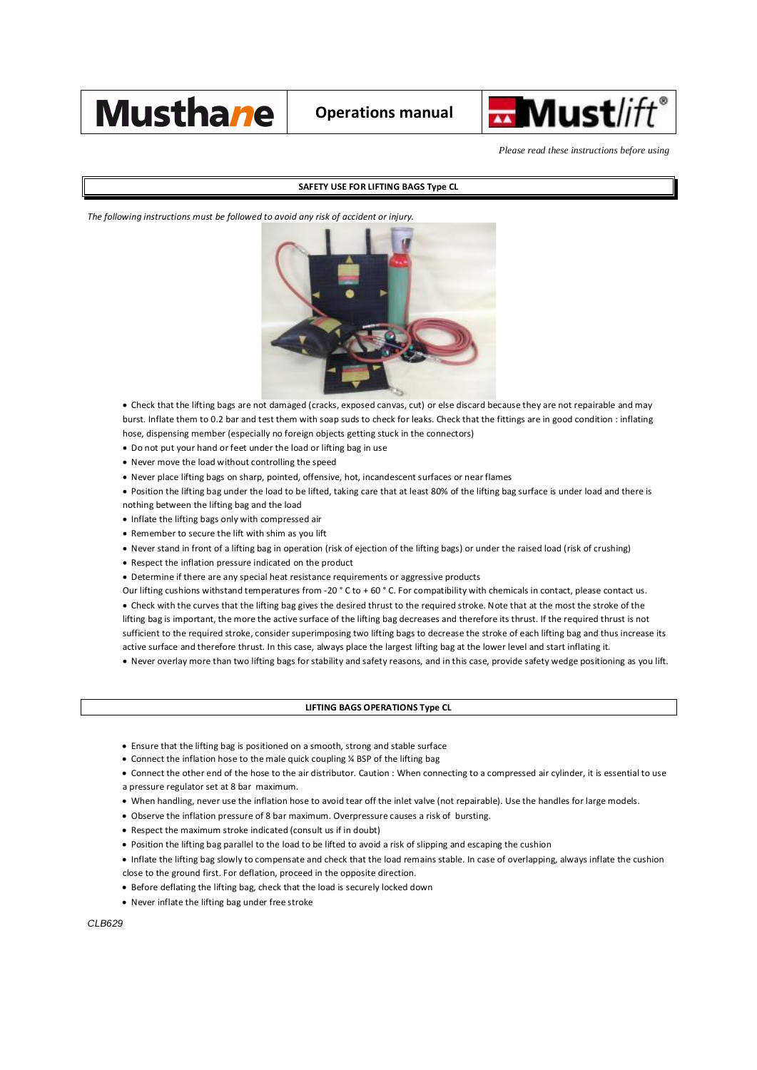| Musthane | Operations manual | Mustlift® |
| --- | --- | --- |

*Please read these instructions before using*

## SAFETY USE FOR LIFTING BAGS Type CL

*The following instructions must be followed to avoid any risk of accident or injury.*

- Check that the lifting bags are not damaged (cracks, exposed canvas, cut) or else discard because they are not repairable and may burst. Inflate them to 0.2 bar and test them with soap suds to check for leaks. Check that the fittings are in good condition : inflating hose, dispensing member (especially no foreign objects getting stuck in the connectors)
- Do not put your hand or feet under the load or lifting bag in use
- Never move the load without controlling the speed
- Never place lifting bags on sharp, pointed, offensive, hot, incandescent surfaces or near flames
- Position the lifting bag under the load to be lifted, taking care that at least 80% of the lifting bag surface is under load and there is nothing between the lifting bag and the load
- Inflate the lifting bags only with compressed air
- Remember to secure the lift with shim as you lift
- Never stand in front of a lifting bag in operation (risk of ejection of the lifting bags) or under the raised load (risk of crushing)
- Respect the inflation pressure indicated on the product
- Determine if there are any special heat resistance requirements or aggressive products

Our lifting cushions withstand temperatures from -20 ° C to + 60 ° C. For compatibility with chemicals in contact, please contact us.

- Check with the curves that the lifting bag gives the desired thrust to the required stroke. Note that at the most the stroke of the lifting bag is important, the more the active surface of the lifting bag decreases and therefore its thrust. If the required thrust is not sufficient to the required stroke, consider superimposing two lifting bags to decrease the stroke of each lifting bag and thus increase its active surface and therefore thrust. In this case, always place the largest lifting bag at the lower level and start inflating it.
- Never overlay more than two lifting bags for stability and safety reasons, and in this case, provide safety wedge positioning as you lift.

## LIFTING BAGS OPERATIONS Type CL

- Ensure that the lifting bag is positioned on a smooth, strong and stable surface
- Connect the inflation hose to the male quick coupling ¼ BSP of the lifting bag
- Connect the other end of the hose to the air distributor. Caution : When connecting to a compressed air cylinder, it is essential to use a pressure regulator set at 8 bar maximum.
- When handling, never use the inflation hose to avoid tear off the inlet valve (not repairable). Use the handles for large models.
- Observe the inflation pressure of 8 bar maximum. Overpressure causes a risk of bursting.
- Respect the maximum stroke indicated (consult us if in doubt)
- Position the lifting bag parallel to the load to be lifted to avoid a risk of slipping and escaping the cushion
- Inflate the lifting bag slowly to compensate and check that the load remains stable. In case of overlapping, always inflate the cushion close to the ground first. For deflation, proceed in the opposite direction.
- Before deflating the lifting bag, check that the load is securely locked down
- Never inflate the lifting bag under free stroke

*CLB629*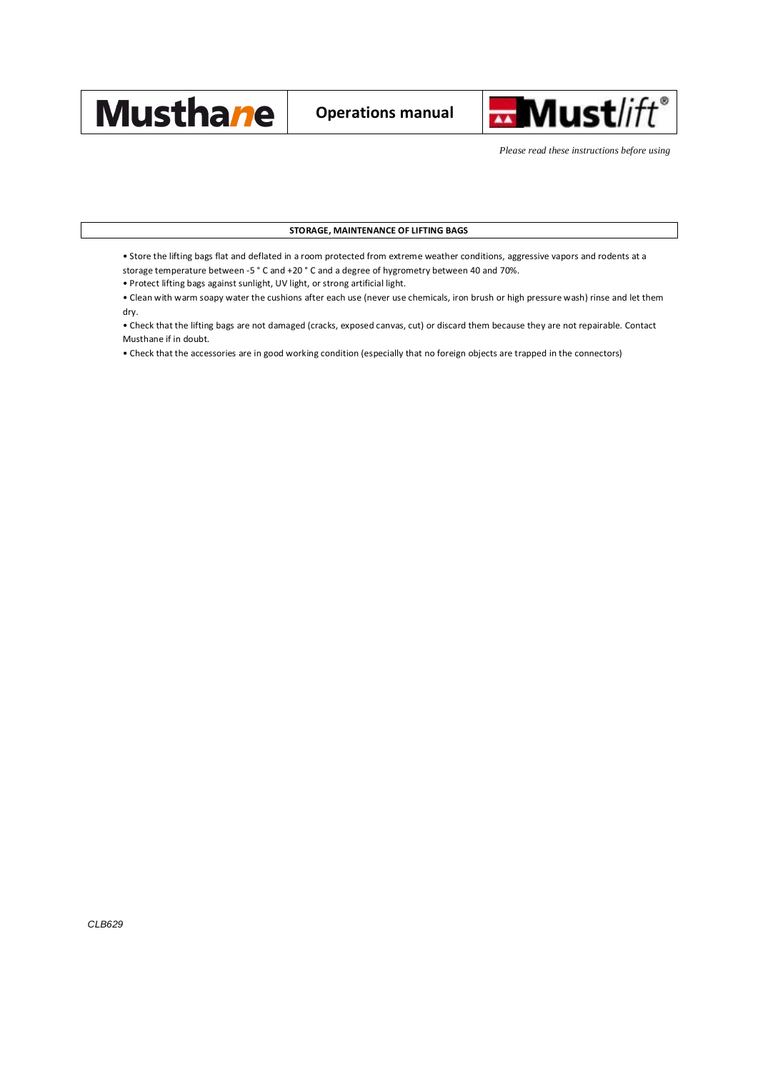| Musthane | Operations manual | Mustlift® |
| --- | --- | --- |

*Please read these instructions before using*

## STORAGE, MAINTENANCE OF LIFTING BAGS

- Store the lifting bags flat and deflated in a room protected from extreme weather conditions, aggressive vapors and rodents at a storage temperature between -5 ° C and +20 ° C and a degree of hygrometry between 40 and 70%.
- Protect lifting bags against sunlight, UV light, or strong artificial light.
- Clean with warm soapy water the cushions after each use (never use chemicals, iron brush or high pressure wash) rinse and let them dry.
- Check that the lifting bags are not damaged (cracks, exposed canvas, cut) or discard them because they are not repairable. Contact Musthane if in doubt.
- Check that the accessories are in good working condition (especially that no foreign objects are trapped in the connectors)

*CLB629*